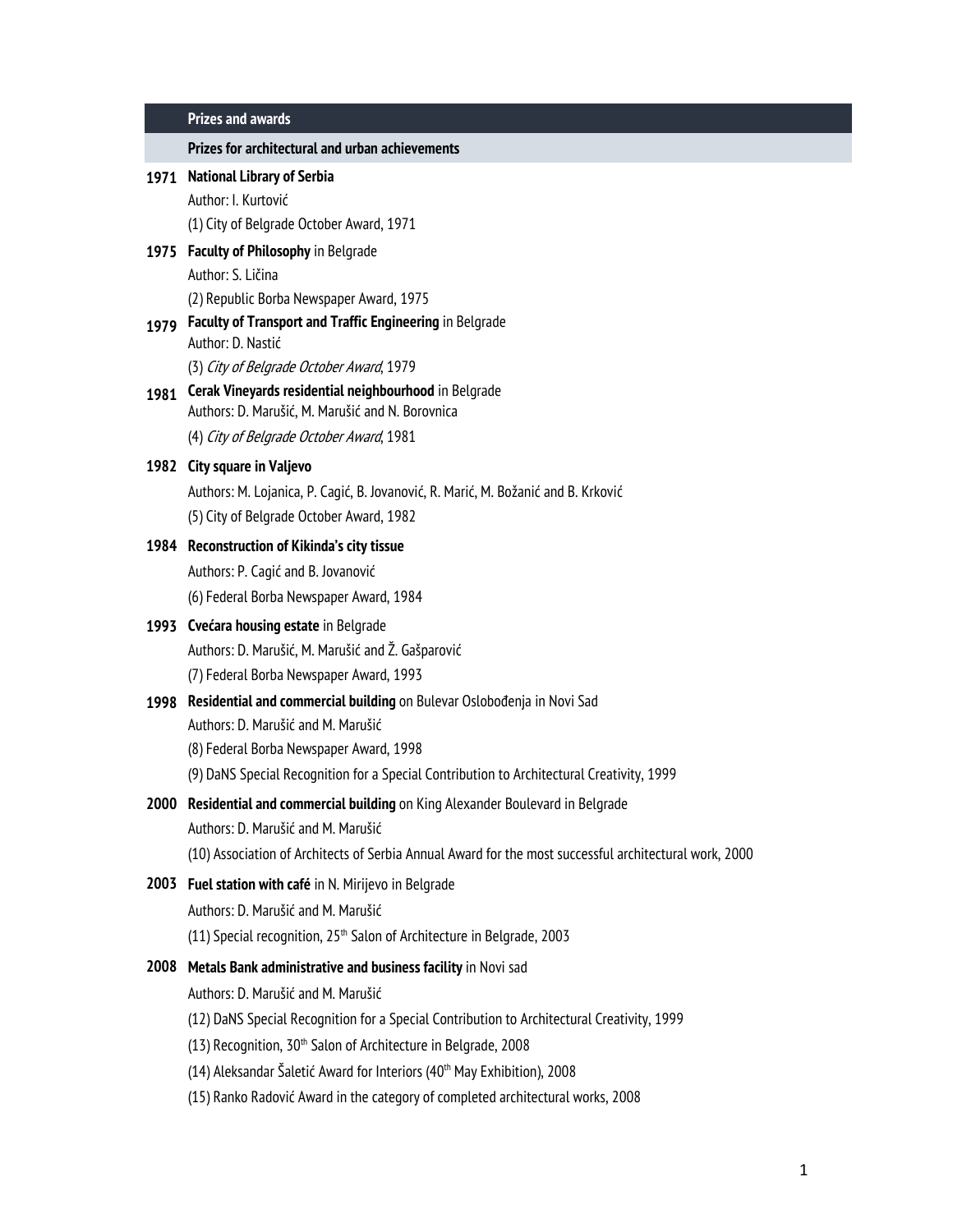## Prizes and awards

### Prizes for architectural and urban achievements

**1971** **National Library of Serbia**

Author: I. Kurtović

(1) City of Belgrade October Award, 1971

**1975** **Faculty of Philosophy** in Belgrade

Author: S. Ličina

(2) Republic Borba Newspaper Award, 1975

**1979** **Faculty of Transport and Traffic Engineering** in Belgrade

Author: D. Nastić

(3) *City of Belgrade October Award*, 1979

**1981** **Cerak Vineyards residential neighbourhood** in Belgrade

Authors: D. Marušić, M. Marušić and N. Borovnica

(4) *City of Belgrade October Award*, 1981

**1982** **City square in Valjevo**

Authors: M. Lojanica, P. Cagić, B. Jovanović, R. Marić, M. Božanić and B. Krković

(5) City of Belgrade October Award, 1982

**1984** **Reconstruction of Kikinda's city tissue**

Authors: P. Cagić and B. Jovanović

(6) Federal Borba Newspaper Award, 1984

**1993** **Cvećara housing estate** in Belgrade

Authors: D. Marušić, M. Marušić and Ž. Gašparović

(7) Federal Borba Newspaper Award, 1993

**1998** **Residential and commercial building** on Bulevar Oslobođenja in Novi Sad

Authors: D. Marušić and M. Marušić

(8) Federal Borba Newspaper Award, 1998

(9) DaNS Special Recognition for a Special Contribution to Architectural Creativity, 1999

**2000** **Residential and commercial building** on King Alexander Boulevard in Belgrade

Authors: D. Marušić and M. Marušić

(10) Association of Architects of Serbia Annual Award for the most successful architectural work, 2000

**2003** **Fuel station with café** in N. Mirijevo in Belgrade

Authors: D. Marušić and M. Marušić

(11) Special recognition, 25th Salon of Architecture in Belgrade, 2003

**2008** **Metals Bank administrative and business facility** in Novi sad

Authors: D. Marušić and M. Marušić

(12) DaNS Special Recognition for a Special Contribution to Architectural Creativity, 1999

(13) Recognition, 30th Salon of Architecture in Belgrade, 2008

(14) Aleksandar Šaletić Award for Interiors (40th May Exhibition), 2008

(15) Ranko Radović Award in the category of completed architectural works, 2008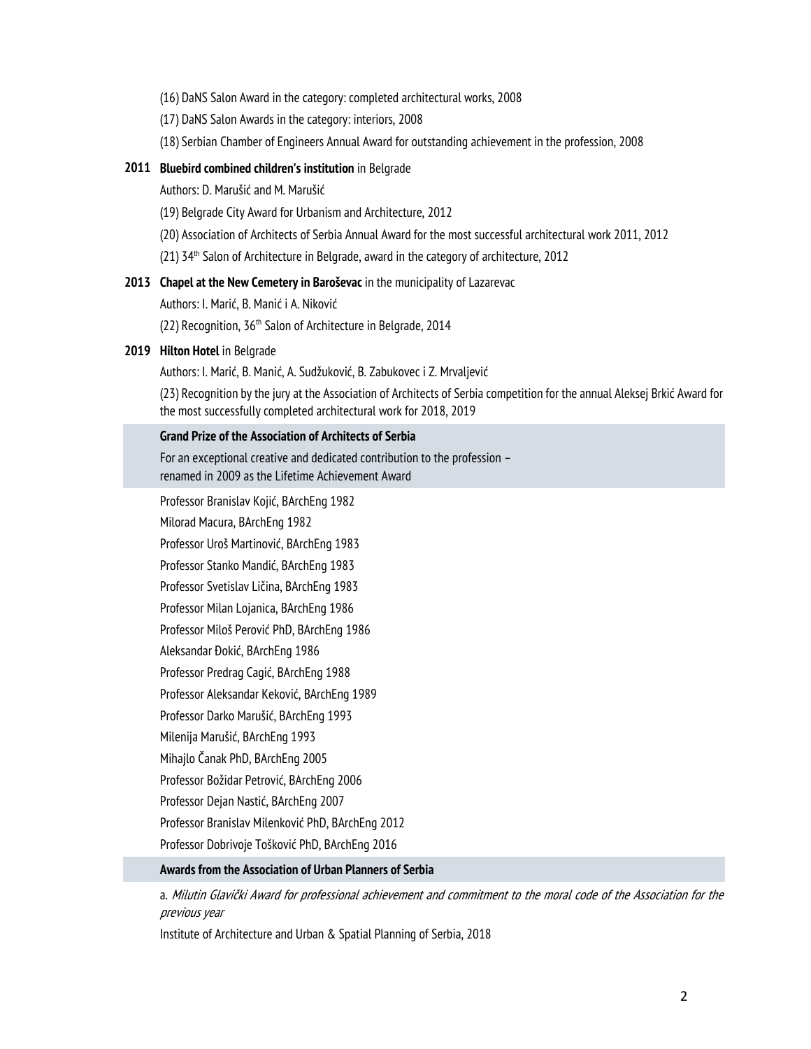(16) DaNS Salon Award in the category: completed architectural works, 2008

(17) DaNS Salon Awards in the category: interiors, 2008

(18) Serbian Chamber of Engineers Annual Award for outstanding achievement in the profession, 2008

**2011 Bluebird combined children's institution** in Belgrade

Authors: D. Marušić and M. Marušić

(19) Belgrade City Award for Urbanism and Architecture, 2012

(20) Association of Architects of Serbia Annual Award for the most successful architectural work 2011, 2012

(21) 34th Salon of Architecture in Belgrade, award in the category of architecture, 2012

**2013 Chapel at the New Cemetery in Baroševac** in the municipality of Lazarevac

Authors: I. Marić, B. Manić i A. Niković

(22) Recognition, 36th Salon of Architecture in Belgrade, 2014

**2019 Hilton Hotel** in Belgrade

Authors: I. Marić, B. Manić, A. Sudžuković, B. Zabukovec i Z. Mrvaljević

(23) Recognition by the jury at the Association of Architects of Serbia competition for the annual Aleksej Brkić Award for the most successfully completed architectural work for 2018, 2019

## Grand Prize of the Association of Architects of Serbia

For an exceptional creative and dedicated contribution to the profession – renamed in 2009 as the Lifetime Achievement Award

Professor Branislav Kojić, BArchEng 1982

Milorad Macura, BArchEng 1982

Professor Uroš Martinović, BArchEng 1983

Professor Stanko Mandić, BArchEng 1983

Professor Svetislav Ličina, BArchEng 1983

Professor Milan Lojanica, BArchEng 1986

Professor Miloš Perović PhD, BArchEng 1986

Aleksandar Đokić, BArchEng 1986

Professor Predrag Cagić, BArchEng 1988

Professor Aleksandar Keković, BArchEng 1989

Professor Darko Marušić, BArchEng 1993

Milenija Marušić, BArchEng 1993

Mihajlo Čanak PhD, BArchEng 2005

Professor Božidar Petrović, BArchEng 2006

Professor Dejan Nastić, BArchEng 2007

Professor Branislav Milenković PhD, BArchEng 2012

Professor Dobrivoje Tošković PhD, BArchEng 2016

## Awards from the Association of Urban Planners of Serbia

a. *Milutin Glavički Award for professional achievement and commitment to the moral code of the Association for the previous year*

Institute of Architecture and Urban & Spatial Planning of Serbia, 2018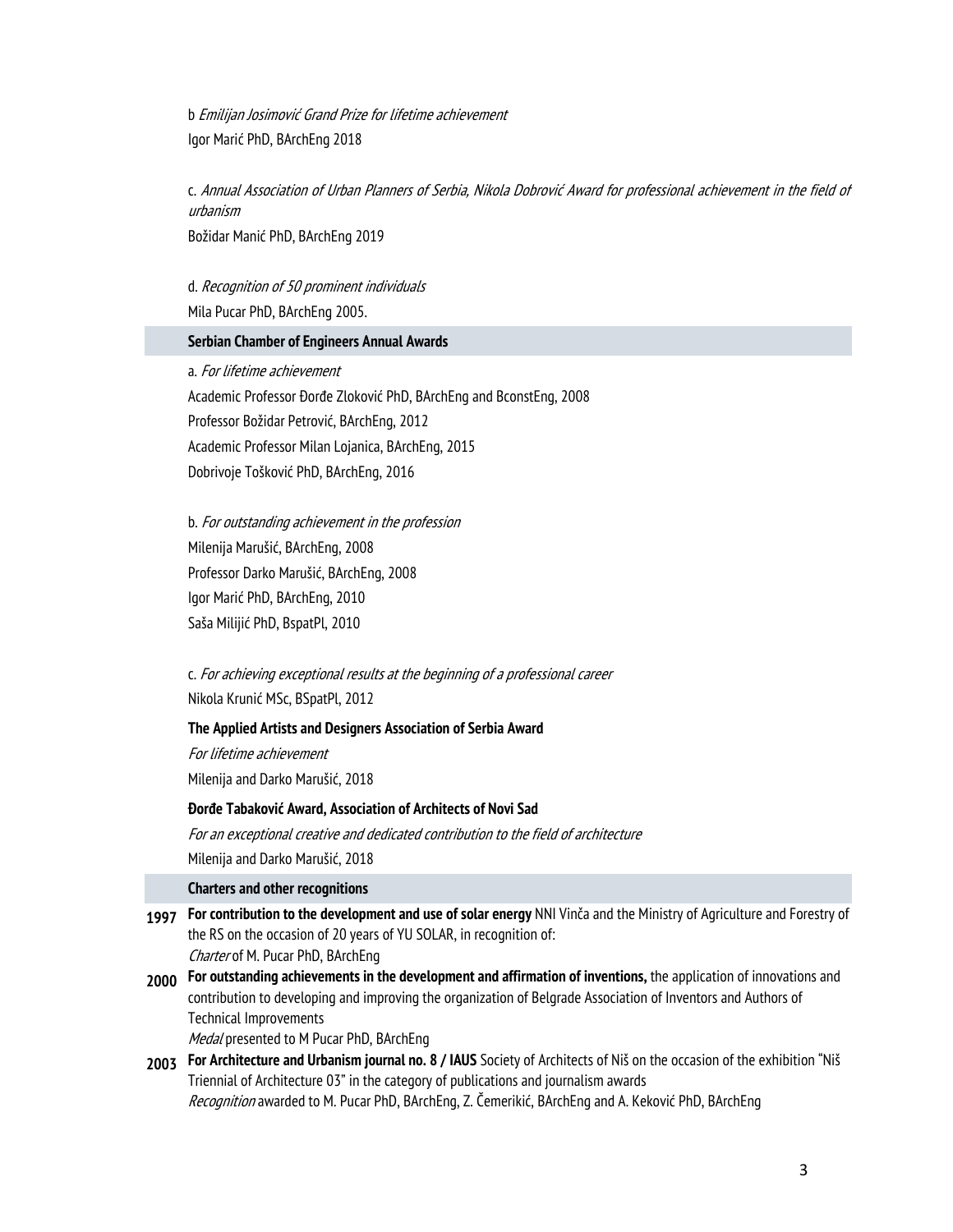b *Emilijan Josimović Grand Prize for lifetime achievement*
Igor Marić PhD, BArchEng 2018

c. *Annual Association of Urban Planners of Serbia, Nikola Dobrović Award for professional achievement in the field of urbanism*
Božidar Manić PhD, BArchEng 2019

d. *Recognition of 50 prominent individuals*
Mila Pucar PhD, BArchEng 2005.

### Serbian Chamber of Engineers Annual Awards

a. *For lifetime achievement*
Academic Professor Đorđe Zloković PhD, BArchEng and BconstEng, 2008
Professor Božidar Petrović, BArchEng, 2012
Academic Professor Milan Lojanica, BArchEng, 2015
Dobrivoje Tošković PhD, BArchEng, 2016

b. *For outstanding achievement in the profession*
Milenija Marušić, BArchEng, 2008
Professor Darko Marušić, BArchEng, 2008
Igor Marić PhD, BArchEng, 2010
Saša Milijić PhD, BspatPl, 2010

c. *For achieving exceptional results at the beginning of a professional career*
Nikola Krunić MSc, BSpatPl, 2012

**The Applied Artists and Designers Association of Serbia Award**
*For lifetime achievement*
Milenija and Darko Marušić, 2018

**Đorđe Tabaković Award, Association of Architects of Novi Sad**
*For an exceptional creative and dedicated contribution to the field of architecture*
Milenija and Darko Marušić, 2018

### Charters and other recognitions

**1997** **For contribution to the development and use of solar energy** NNI Vinča and the Ministry of Agriculture and Forestry of the RS on the occasion of 20 years of YU SOLAR, in recognition of:
*Charter* of M. Pucar PhD, BArchEng

**2000** **For outstanding achievements in the development and affirmation of inventions,** the application of innovations and contribution to developing and improving the organization of Belgrade Association of Inventors and Authors of Technical Improvements
*Medal* presented to M Pucar PhD, BArchEng

**2003** **For Architecture and Urbanism journal no. 8 / IAUS** Society of Architects of Niš on the occasion of the exhibition "Niš Triennial of Architecture 03" in the category of publications and journalism awards
*Recognition* awarded to M. Pucar PhD, BArchEng, Z. Čemerikić, BArchEng and A. Keković PhD, BArchEng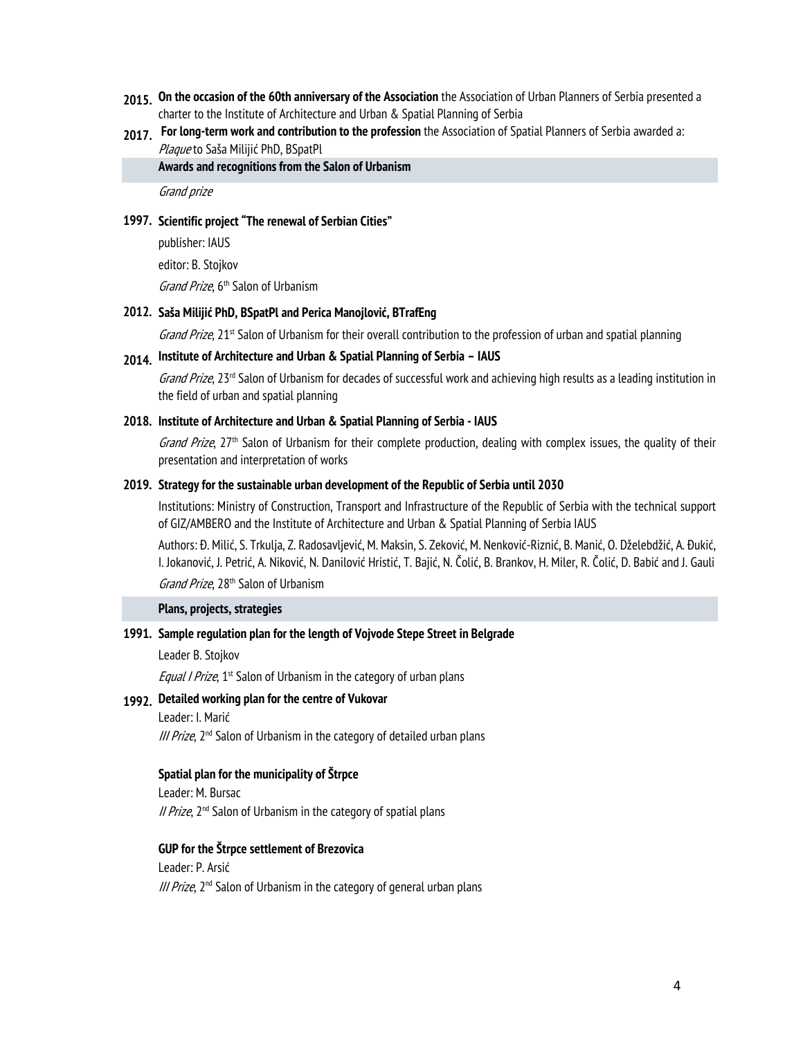**2015.** **On the occasion of the 60th anniversary of the Association** the Association of Urban Planners of Serbia presented a charter to the Institute of Architecture and Urban & Spatial Planning of Serbia

**2017.** **For long-term work and contribution to the profession** the Association of Spatial Planners of Serbia awarded a: *Plaque* to Saša Milijić PhD, BSpatPl

### Awards and recognitions from the Salon of Urbanism

*Grand prize*

**1997. Scientific project "The renewal of Serbian Cities"**

publisher: IAUS

editor: B. Stojkov

*Grand Prize*, 6th Salon of Urbanism

**2012. Saša Milijić PhD, BSpatPl and Perica Manojlović, BTrafEng**

*Grand Prize*, 21st Salon of Urbanism for their overall contribution to the profession of urban and spatial planning

**2014. Institute of Architecture and Urban & Spatial Planning of Serbia – IAUS**

*Grand Prize*, 23rd Salon of Urbanism for decades of successful work and achieving high results as a leading institution in the field of urban and spatial planning

**2018. Institute of Architecture and Urban & Spatial Planning of Serbia - IAUS**

*Grand Prize*, 27th Salon of Urbanism for their complete production, dealing with complex issues, the quality of their presentation and interpretation of works

**2019. Strategy for the sustainable urban development of the Republic of Serbia until 2030**

Institutions: Ministry of Construction, Transport and Infrastructure of the Republic of Serbia with the technical support of GIZ/AMBERO and the Institute of Architecture and Urban & Spatial Planning of Serbia IAUS

Authors: Đ. Milić, S. Trkulja, Z. Radosavljević, M. Maksin, S. Zeković, M. Nenković-Riznić, B. Manić, O. Dželebdžić, A. Đukić, I. Jokanović, J. Petrić, A. Niković, N. Danilović Hristić, T. Bajić, N. Čolić, B. Brankov, H. Miler, R. Čolić, D. Babić and J. Gauli

*Grand Prize*, 28th Salon of Urbanism

### Plans, projects, strategies

**1991. Sample regulation plan for the length of Vojvode Stepe Street in Belgrade**

Leader B. Stojkov

*Equal I Prize*, 1st Salon of Urbanism in the category of urban plans

**1992. Detailed working plan for the centre of Vukovar**

Leader: I. Marić

*III Prize*, 2nd Salon of Urbanism in the category of detailed urban plans

**Spatial plan for the municipality of Štrpce**

Leader: M. Bursac

*II Prize*, 2nd Salon of Urbanism in the category of spatial plans

**GUP for the Štrpce settlement of Brezovica**

Leader: P. Arsić

*III Prize*, 2nd Salon of Urbanism in the category of general urban plans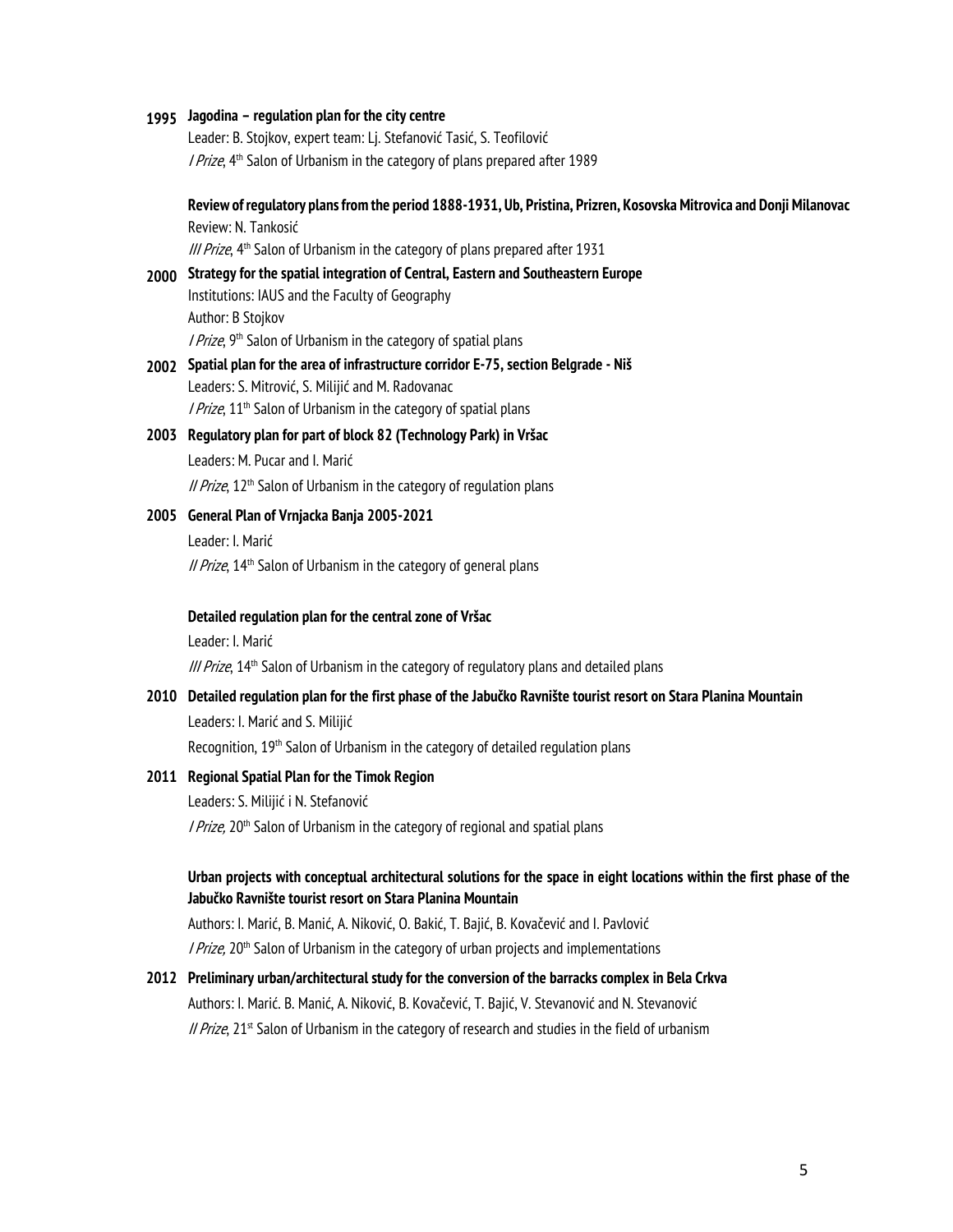**1995 Jagodina – regulation plan for the city centre**

Leader: B. Stojkov, expert team: Lj. Stefanović Tasić, S. Teofilović

*I Prize*, 4th Salon of Urbanism in the category of plans prepared after 1989

**Review of regulatory plans from the period 1888-1931, Ub, Pristina, Prizren, Kosovska Mitrovica and Donji Milanovac**

Review: N. Tankosić

*III Prize*, 4th Salon of Urbanism in the category of plans prepared after 1931

**2000 Strategy for the spatial integration of Central, Eastern and Southeastern Europe**

Institutions: IAUS and the Faculty of Geography

Author: B Stojkov

*I Prize*, 9th Salon of Urbanism in the category of spatial plans

**2002 Spatial plan for the area of infrastructure corridor E-75, section Belgrade - Niš**

Leaders: S. Mitrović, S. Milijić and M. Radovanac

*I Prize*, 11th Salon of Urbanism in the category of spatial plans

**2003 Regulatory plan for part of block 82 (Technology Park) in Vršac**

Leaders: M. Pucar and I. Marić

*II Prize*, 12th Salon of Urbanism in the category of regulation plans

**2005 General Plan of Vrnjacka Banja 2005-2021**

Leader: I. Marić

*II Prize*, 14th Salon of Urbanism in the category of general plans

**Detailed regulation plan for the central zone of Vršac**

Leader: I. Marić

*III Prize*, 14th Salon of Urbanism in the category of regulatory plans and detailed plans

**2010 Detailed regulation plan for the first phase of the Jabučko Ravnište tourist resort on Stara Planina Mountain**

Leaders: I. Marić and S. Milijić

Recognition, 19th Salon of Urbanism in the category of detailed regulation plans

**2011 Regional Spatial Plan for the Timok Region**

Leaders: S. Milijić i N. Stefanović

*I Prize,* 20th Salon of Urbanism in the category of regional and spatial plans

**Urban projects with conceptual architectural solutions for the space in eight locations within the first phase of the Jabučko Ravnište tourist resort on Stara Planina Mountain**

Authors: I. Marić, B. Manić, A. Niković, O. Bakić, T. Bajić, B. Kovačević and I. Pavlović

*I Prize,* 20th Salon of Urbanism in the category of urban projects and implementations

**2012 Preliminary urban/architectural study for the conversion of the barracks complex in Bela Crkva**

Authors: I. Marić. B. Manić, A. Niković, B. Kovačević, T. Bajić, V. Stevanović and N. Stevanović

*II Prize*, 21st Salon of Urbanism in the category of research and studies in the field of urbanism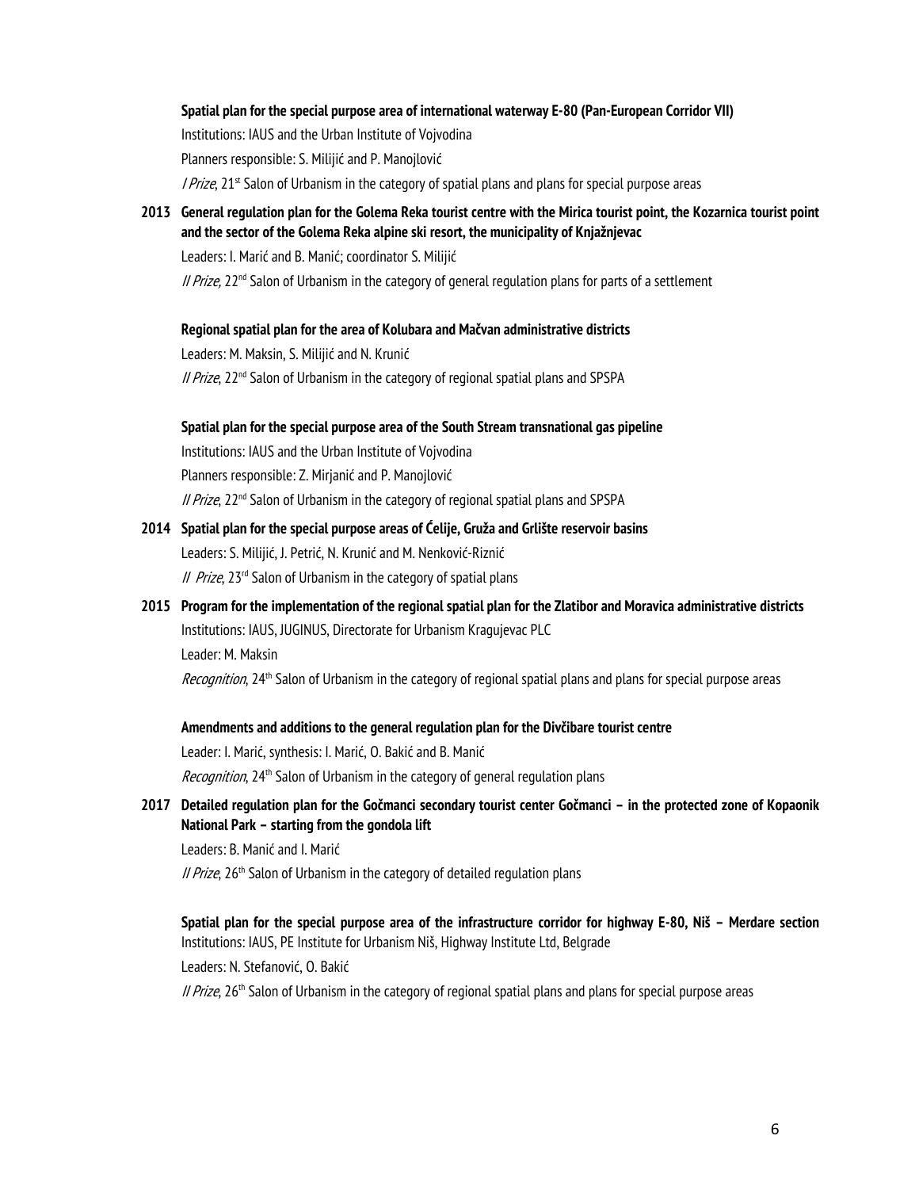**Spatial plan for the special purpose area of international waterway E-80 (Pan-European Corridor VII)**

Institutions: IAUS and the Urban Institute of Vojvodina

Planners responsible: S. Milijić and P. Manojlović

*I Prize*, 21st Salon of Urbanism in the category of spatial plans and plans for special purpose areas

**2013 General regulation plan for the Golema Reka tourist centre with the Mirica tourist point, the Kozarnica tourist point and the sector of the Golema Reka alpine ski resort, the municipality of Knjažnjevac**

Leaders: I. Marić and B. Manić; coordinator S. Milijić

*II Prize,* 22nd Salon of Urbanism in the category of general regulation plans for parts of a settlement

**Regional spatial plan for the area of Kolubara and Mačvan administrative districts**

Leaders: M. Maksin, S. Milijić and N. Krunić

*II Prize*, 22nd Salon of Urbanism in the category of regional spatial plans and SPSPA

**Spatial plan for the special purpose area of the South Stream transnational gas pipeline**

Institutions: IAUS and the Urban Institute of Vojvodina

Planners responsible: Z. Mirjanić and P. Manojlović

*II Prize*, 22nd Salon of Urbanism in the category of regional spatial plans and SPSPA

**2014 Spatial plan for the special purpose areas of Ćelije, Gruža and Grlište reservoir basins**

Leaders: S. Milijić, J. Petrić, N. Krunić and M. Nenković-Riznić

*II Prize*, 23rd Salon of Urbanism in the category of spatial plans

**2015 Program for the implementation of the regional spatial plan for the Zlatibor and Moravica administrative districts**

Institutions: IAUS, JUGINUS, Directorate for Urbanism Kragujevac PLC

Leader: M. Maksin

*Recognition*, 24th Salon of Urbanism in the category of regional spatial plans and plans for special purpose areas

**Amendments and additions to the general regulation plan for the Divčibare tourist centre**

Leader: I. Marić, synthesis: I. Marić, O. Bakić and B. Manić

*Recognition*, 24th Salon of Urbanism in the category of general regulation plans

**2017 Detailed regulation plan for the Gočmanci secondary tourist center Gočmanci – in the protected zone of Kopaonik National Park – starting from the gondola lift**

Leaders: B. Manić and I. Marić

*II Prize*, 26th Salon of Urbanism in the category of detailed regulation plans

**Spatial plan for the special purpose area of the infrastructure corridor for highway E-80, Niš – Merdare section**

Institutions: IAUS, PE Institute for Urbanism Niš, Highway Institute Ltd, Belgrade

Leaders: N. Stefanović, O. Bakić

*II Prize*, 26th Salon of Urbanism in the category of regional spatial plans and plans for special purpose areas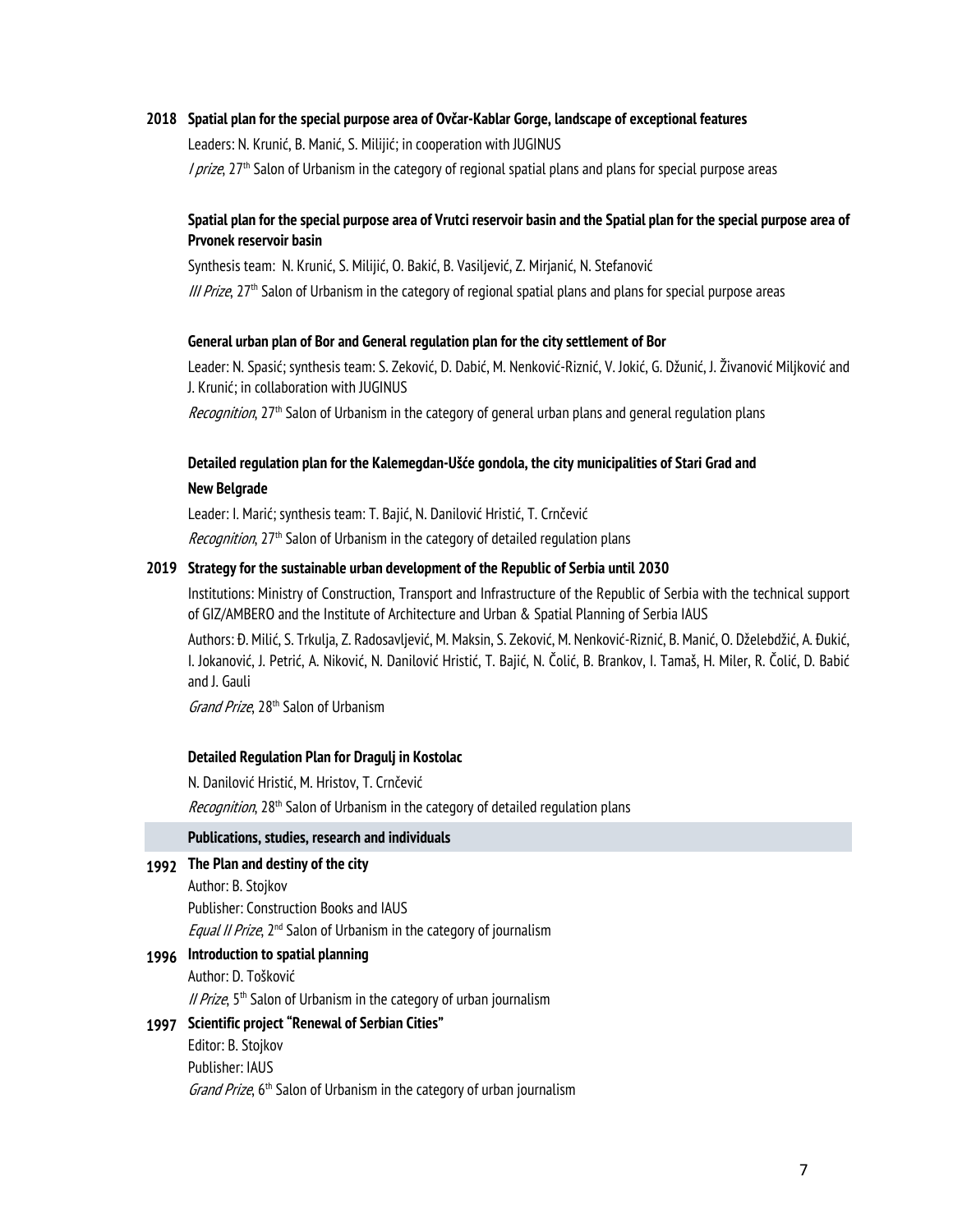**2018 Spatial plan for the special purpose area of Ovčar-Kablar Gorge, landscape of exceptional features**

Leaders: N. Krunić, B. Manić, S. Milijić; in cooperation with JUGINUS

*I prize*, 27th Salon of Urbanism in the category of regional spatial plans and plans for special purpose areas

**Spatial plan for the special purpose area of Vrutci reservoir basin and the Spatial plan for the special purpose area of Prvonek reservoir basin**

Synthesis team: N. Krunić, S. Milijić, O. Bakić, B. Vasiljević, Z. Mirjanić, N. Stefanović

*III Prize*, 27th Salon of Urbanism in the category of regional spatial plans and plans for special purpose areas

**General urban plan of Bor and General regulation plan for the city settlement of Bor**

Leader: N. Spasić; synthesis team: S. Zeković, D. Dabić, M. Nenković-Riznić, V. Jokić, G. Džunić, J. Živanović Miljković and J. Krunić; in collaboration with JUGINUS

*Recognition*, 27th Salon of Urbanism in the category of general urban plans and general regulation plans

**Detailed regulation plan for the Kalemegdan-Ušće gondola, the city municipalities of Stari Grad and New Belgrade**

Leader: I. Marić; synthesis team: T. Bajić, N. Danilović Hristić, T. Crnčević

*Recognition*, 27th Salon of Urbanism in the category of detailed regulation plans

**2019 Strategy for the sustainable urban development of the Republic of Serbia until 2030**

Institutions: Ministry of Construction, Transport and Infrastructure of the Republic of Serbia with the technical support of GIZ/AMBERO and the Institute of Architecture and Urban & Spatial Planning of Serbia IAUS

Authors: Đ. Milić, S. Trkulja, Z. Radosavljević, M. Maksin, S. Zeković, M. Nenković-Riznić, B. Manić, O. Dželebdžić, A. Đukić, I. Jokanović, J. Petrić, A. Niković, N. Danilović Hristić, T. Bajić, N. Čolić, B. Brankov, I. Tamaš, H. Miler, R. Čolić, D. Babić and J. Gauli

*Grand Prize*, 28th Salon of Urbanism

**Detailed Regulation Plan for Dragulj in Kostolac**

N. Danilović Hristić, M. Hristov, T. Crnčević

*Recognition*, 28th Salon of Urbanism in the category of detailed regulation plans

## Publications, studies, research and individuals

**1992 The Plan and destiny of the city**

Author: B. Stojkov
Publisher: Construction Books and IAUS
*Equal II Prize*, 2nd Salon of Urbanism in the category of journalism

**1996 Introduction to spatial planning**

Author: D. Tošković
*II Prize*, 5th Salon of Urbanism in the category of urban journalism

**1997 Scientific project "Renewal of Serbian Cities"**

Editor: B. Stojkov
Publisher: IAUS
*Grand Prize*, 6th Salon of Urbanism in the category of urban journalism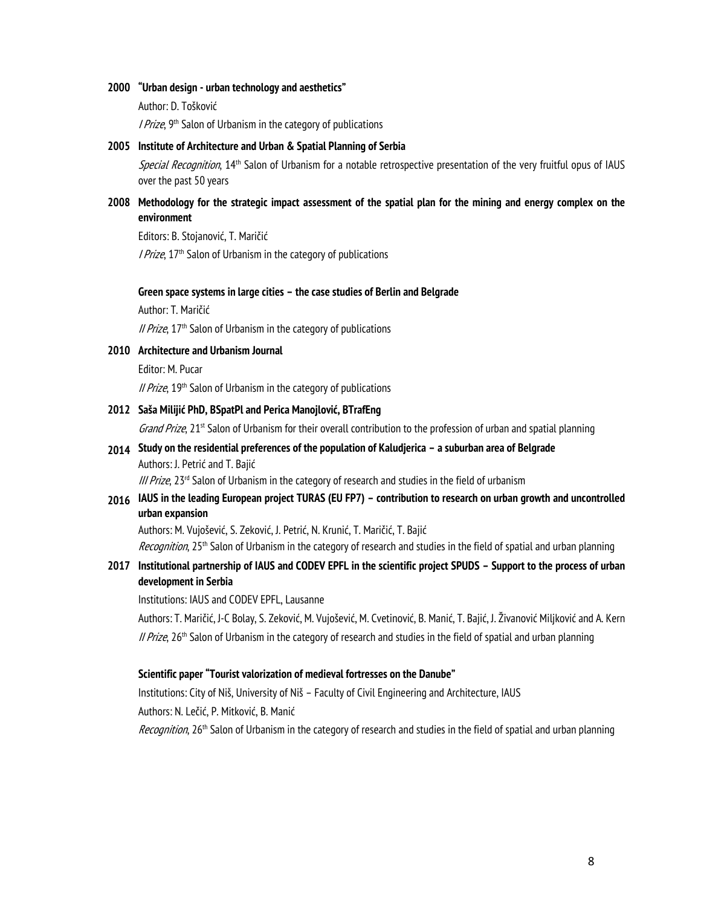**2000** **"Urban design - urban technology and aesthetics"**

Author: D. Tošković

*I Prize*, 9th Salon of Urbanism in the category of publications

**2005** **Institute of Architecture and Urban & Spatial Planning of Serbia**

*Special Recognition*, 14th Salon of Urbanism for a notable retrospective presentation of the very fruitful opus of IAUS over the past 50 years

**2008** **Methodology for the strategic impact assessment of the spatial plan for the mining and energy complex on the environment**

Editors: B. Stojanović, T. Maričić

*I Prize*, 17th Salon of Urbanism in the category of publications

**Green space systems in large cities – the case studies of Berlin and Belgrade**

Author: T. Maričić

*II Prize*, 17th Salon of Urbanism in the category of publications

**2010** **Architecture and Urbanism Journal**

Editor: M. Pucar

*II Prize*, 19th Salon of Urbanism in the category of publications

**2012** **Saša Milijić PhD, BSpatPl and Perica Manojlović, BTrafEng**

*Grand Prize*, 21st Salon of Urbanism for their overall contribution to the profession of urban and spatial planning

**2014** **Study on the residential preferences of the population of Kaludjerica – a suburban area of Belgrade**

Authors: J. Petrić and T. Bajić

*III Prize*, 23rd Salon of Urbanism in the category of research and studies in the field of urbanism

**2016** **IAUS in the leading European project TURAS (EU FP7) – contribution to research on urban growth and uncontrolled urban expansion**

Authors: M. Vujošević, S. Zeković, J. Petrić, N. Krunić, T. Maričić, T. Bajić

*Recognition*, 25th Salon of Urbanism in the category of research and studies in the field of spatial and urban planning

**2017** **Institutional partnership of IAUS and CODEV EPFL in the scientific project SPUDS – Support to the process of urban development in Serbia**

Institutions: IAUS and CODEV EPFL, Lausanne

Authors: T. Maričić, J-C Bolay, S. Zeković, M. Vujošević, M. Cvetinović, B. Manić, T. Bajić, J. Živanović Miljković and A. Kern

*II Prize*, 26th Salon of Urbanism in the category of research and studies in the field of spatial and urban planning

**Scientific paper "Tourist valorization of medieval fortresses on the Danube"**

Institutions: City of Niš, University of Niš – Faculty of Civil Engineering and Architecture, IAUS

Authors: N. Lečić, P. Mitković, B. Manić

*Recognition*, 26th Salon of Urbanism in the category of research and studies in the field of spatial and urban planning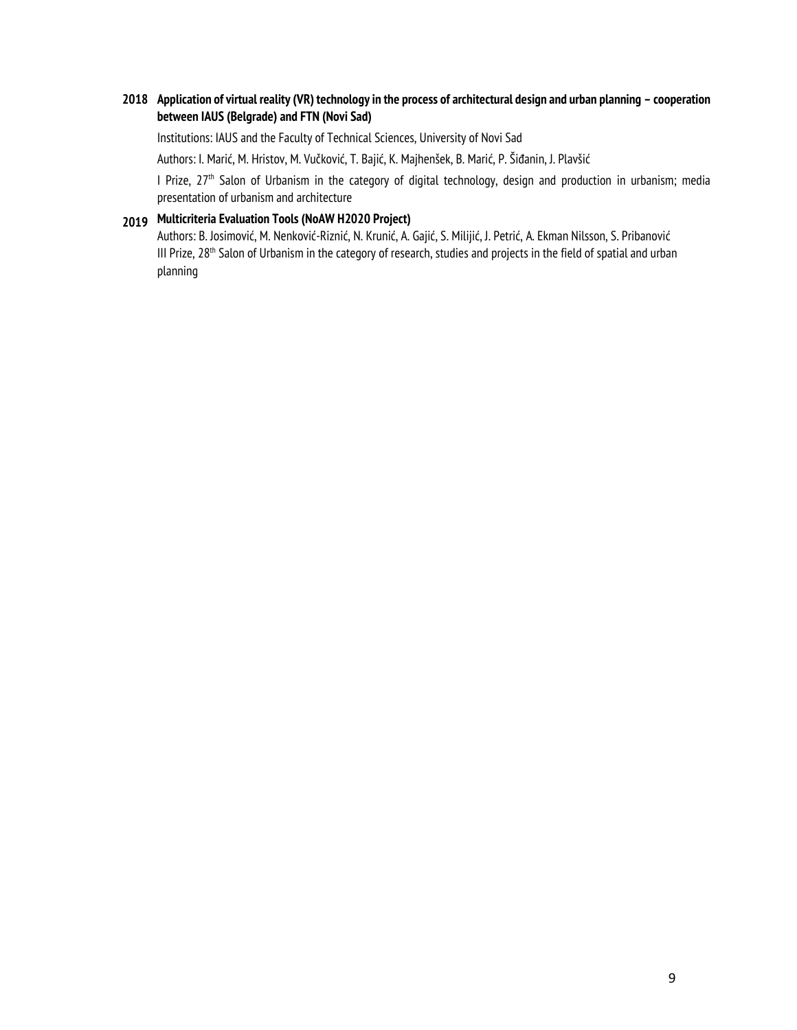**2018 Application of virtual reality (VR) technology in the process of architectural design and urban planning – cooperation between IAUS (Belgrade) and FTN (Novi Sad)**

Institutions: IAUS and the Faculty of Technical Sciences, University of Novi Sad

Authors: I. Marić, M. Hristov, M. Vučković, T. Bajić, K. Majhenšek, B. Marić, P. Šiđanin, J. Plavšić

I Prize, 27th Salon of Urbanism in the category of digital technology, design and production in urbanism; media presentation of urbanism and architecture

**2019 Multicriteria Evaluation Tools (NoAW H2020 Project)**

Authors: B. Josimović, M. Nenković-Riznić, N. Krunić, A. Gajić, S. Milijić, J. Petrić, A. Ekman Nilsson, S. Pribanović

III Prize, 28th Salon of Urbanism in the category of research, studies and projects in the field of spatial and urban planning